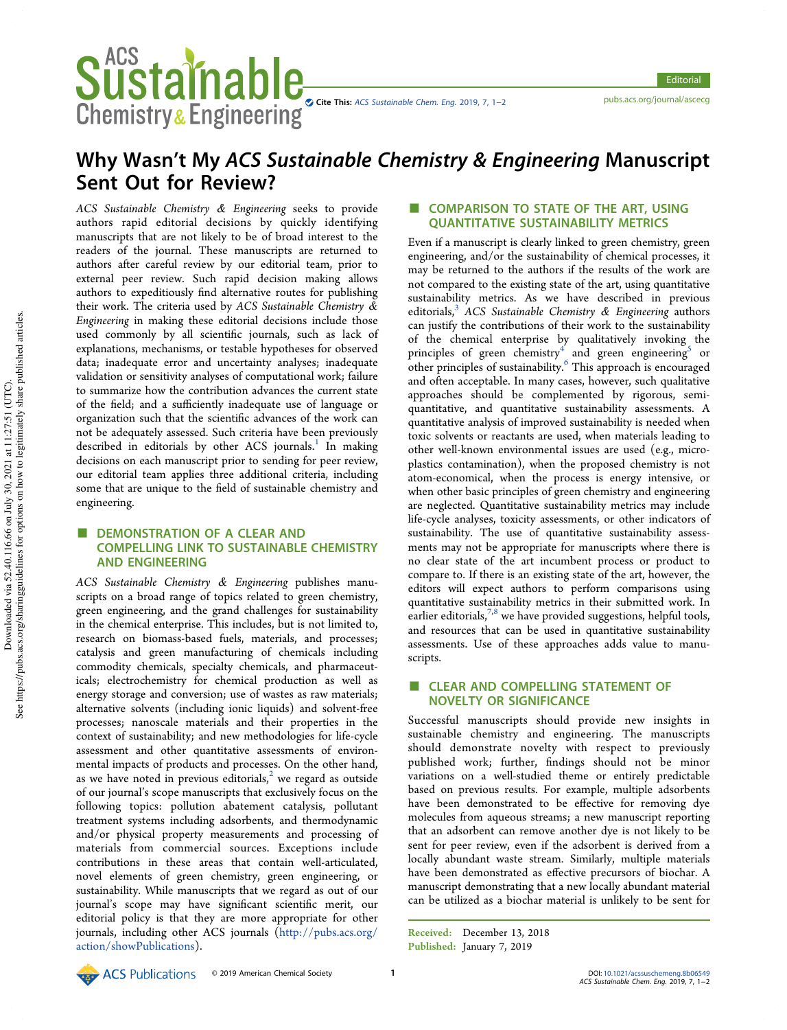# Why Wasn't My *ACS Sustainable Chemistry & Engineering* Manuscript Sent Out for Review?

*ACS Sustainable Chemistry & Engineering* seeks to provide authors rapid editorial decisions by quickly identifying manuscripts that are not likely to be of broad interest to the readers of the journal. These manuscripts are returned to authors after careful review by our editorial team, prior to external peer review. Such rapid decision making allows authors to expeditiously find alternative routes for publishing their work. The criteria used by *ACS Sustainable Chemistry & Engineering* in making these editorial decisions include those used commonly by all scientific journals, such as lack of explanations, mechanisms, or testable hypotheses for observed data; inadequate error and uncertainty analyses; inadequate validation or sensitivity analyses of computational work; failure to summarize how the contribution advances the current state of the field; and a sufficiently inadequate use of language or organization such that the scientific advances of the work can not be adequately assessed. Such criteria have been previously described in editorials by other ACS journals.[1] In making decisions on each manuscript prior to sending for peer review, our editorial team applies three additional criteria, including some that are unique to the field of sustainable chemistry and engineering.

## ■ DEMONSTRATION OF A CLEAR AND COMPELLING LINK TO SUSTAINABLE CHEMISTRY AND ENGINEERING

*ACS Sustainable Chemistry & Engineering* publishes manuscripts on a broad range of topics related to green chemistry, green engineering, and the grand challenges for sustainability in the chemical enterprise. This includes, but is not limited to, research on biomass-based fuels, materials, and processes; catalysis and green manufacturing of chemicals including commodity chemicals, specialty chemicals, and pharmaceuticals; electrochemistry for chemical production as well as energy storage and conversion; use of wastes as raw materials; alternative solvents (including ionic liquids) and solvent-free processes; nanoscale materials and their properties in the context of sustainability; and new methodologies for life-cycle assessment and other quantitative assessments of environmental impacts of products and processes. On the other hand, as we have noted in previous editorials,[2] we regard as outside of our journal's scope manuscripts that exclusively focus on the following topics: pollution abatement catalysis, pollutant treatment systems including adsorbents, and thermodynamic and/or physical property measurements and processing of materials from commercial sources. Exceptions include contributions in these areas that contain well-articulated, novel elements of green chemistry, green engineering, or sustainability. While manuscripts that we regard as out of our journal's scope may have significant scientific merit, our editorial policy is that they are more appropriate for other journals, including other ACS journals (http://pubs.acs.org/action/showPublications).

## ■ COMPARISON TO STATE OF THE ART, USING QUANTITATIVE SUSTAINABILITY METRICS

Even if a manuscript is clearly linked to green chemistry, green engineering, and/or the sustainability of chemical processes, it may be returned to the authors if the results of the work are not compared to the existing state of the art, using quantitative sustainability metrics. As we have described in previous editorials,[3] *ACS Sustainable Chemistry & Engineering* authors can justify the contributions of their work to the sustainability of the chemical enterprise by qualitatively invoking the principles of green chemistry[4] and green engineering[5] or other principles of sustainability.[6] This approach is encouraged and often acceptable. In many cases, however, such qualitative approaches should be complemented by rigorous, semi-quantitative, and quantitative sustainability assessments. A quantitative analysis of improved sustainability is needed when toxic solvents or reactants are used, when materials leading to other well-known environmental issues are used (e.g., microplastics contamination), when the proposed chemistry is not atom-economical, when the process is energy intensive, or when other basic principles of green chemistry and engineering are neglected. Quantitative sustainability metrics may include life-cycle analyses, toxicity assessments, or other indicators of sustainability. The use of quantitative sustainability assessments may not be appropriate for manuscripts where there is no clear state of the art incumbent process or product to compare to. If there is an existing state of the art, however, the editors will expect authors to perform comparisons using quantitative sustainability metrics in their submitted work. In earlier editorials,[7,8] we have provided suggestions, helpful tools, and resources that can be used in quantitative sustainability assessments. Use of these approaches adds value to manuscripts.

## ■ CLEAR AND COMPELLING STATEMENT OF NOVELTY OR SIGNIFICANCE

Successful manuscripts should provide new insights in sustainable chemistry and engineering. The manuscripts should demonstrate novelty with respect to previously published work; further, findings should not be minor variations on a well-studied theme or entirely predictable based on previous results. For example, multiple adsorbents have been demonstrated to be effective for removing dye molecules from aqueous streams; a new manuscript reporting that an adsorbent can remove another dye is not likely to be sent for peer review, even if the adsorbent is derived from a locally abundant waste stream. Similarly, multiple materials have been demonstrated as effective precursors of biochar. A manuscript demonstrating that a new locally abundant material can be utilized as a biochar material is unlikely to be sent for

Received: December 13, 2018
Published: January 7, 2019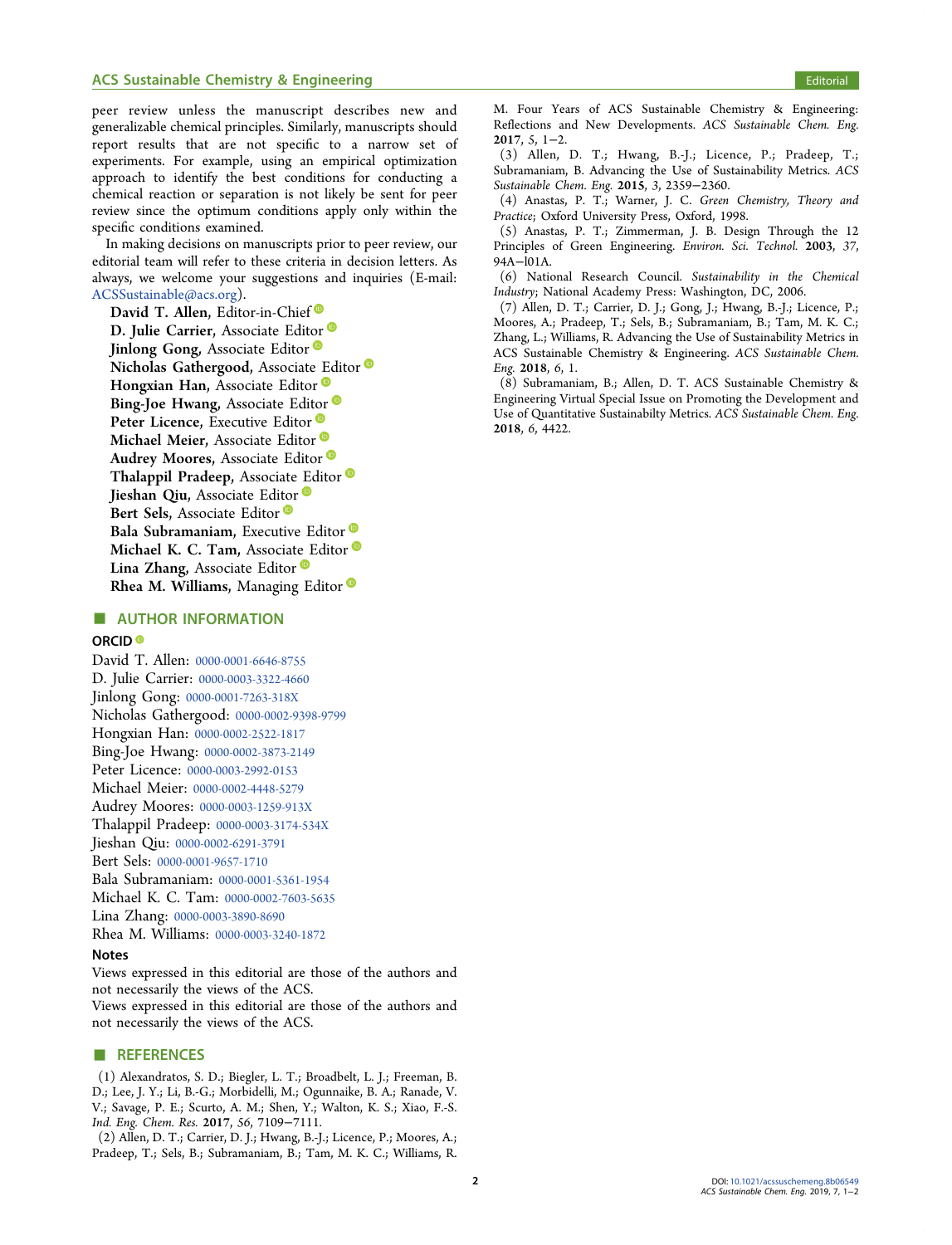peer review unless the manuscript describes new and generalizable chemical principles. Similarly, manuscripts should report results that are not specific to a narrow set of experiments. For example, using an empirical optimization approach to identify the best conditions for conducting a chemical reaction or separation is not likely be sent for peer review since the optimum conditions apply only within the specific conditions examined.

In making decisions on manuscripts prior to peer review, our editorial team will refer to these criteria in decision letters. As always, we welcome your suggestions and inquiries (E-mail: ACSSustainable@acs.org).

**David T. Allen,** Editor-in-Chief
**D. Julie Carrier,** Associate Editor
**Jinlong Gong,** Associate Editor
**Nicholas Gathergood,** Associate Editor
**Hongxian Han,** Associate Editor
**Bing-Joe Hwang,** Associate Editor
**Peter Licence,** Executive Editor
**Michael Meier,** Associate Editor
**Audrey Moores,** Associate Editor
**Thalappil Pradeep,** Associate Editor
**Jieshan Qiu,** Associate Editor
**Bert Sels,** Associate Editor
**Bala Subramaniam,** Executive Editor
**Michael K. C. Tam,** Associate Editor
**Lina Zhang,** Associate Editor
**Rhea M. Williams,** Managing Editor

## AUTHOR INFORMATION

### ORCID

David T. Allen: 0000-0001-6646-8755
D. Julie Carrier: 0000-0003-3322-4660
Jinlong Gong: 0000-0001-7263-318X
Nicholas Gathergood: 0000-0002-9398-9799
Hongxian Han: 0000-0002-2522-1817
Bing-Joe Hwang: 0000-0002-3873-2149
Peter Licence: 0000-0003-2992-0153
Michael Meier: 0000-0002-4448-5279
Audrey Moores: 0000-0003-1259-913X
Thalappil Pradeep: 0000-0003-3174-534X
Jieshan Qiu: 0000-0002-6291-3791
Bert Sels: 0000-0001-9657-1710
Bala Subramaniam: 0000-0001-5361-1954
Michael K. C. Tam: 0000-0002-7603-5635
Lina Zhang: 0000-0003-3890-8690
Rhea M. Williams: 0000-0003-3240-1872

### Notes

Views expressed in this editorial are those of the authors and not necessarily the views of the ACS.
Views expressed in this editorial are those of the authors and not necessarily the views of the ACS.

## REFERENCES

(1) Alexandratos, S. D.; Biegler, L. T.; Broadbelt, L. J.; Freeman, B. D.; Lee, J. Y.; Li, B.-G.; Morbidelli, M.; Ogunnaike, B. A.; Ranade, V. V.; Savage, P. E.; Scurto, A. M.; Shen, Y.; Walton, K. S.; Xiao, F.-S. *Ind. Eng. Chem. Res.* **2017**, *56*, 7109−7111.

(2) Allen, D. T.; Carrier, D. J.; Hwang, B.-J.; Licence, P.; Moores, A.; Pradeep, T.; Sels, B.; Subramaniam, B.; Tam, M. K. C.; Williams, R. M. Four Years of ACS Sustainable Chemistry & Engineering: Reflections and New Developments. *ACS Sustainable Chem. Eng.* **2017**, *5*, 1−2.

(3) Allen, D. T.; Hwang, B.-J.; Licence, P.; Pradeep, T.; Subramaniam, B. Advancing the Use of Sustainability Metrics. *ACS Sustainable Chem. Eng.* **2015**, *3*, 2359−2360.

(4) Anastas, P. T.; Warner, J. C. *Green Chemistry, Theory and Practice*; Oxford University Press, Oxford, 1998.

(5) Anastas, P. T.; Zimmerman, J. B. Design Through the 12 Principles of Green Engineering. *Environ. Sci. Technol.* **2003**, *37*, 94A−l01A.

(6) National Research Council. *Sustainability in the Chemical Industry*; National Academy Press: Washington, DC, 2006.

(7) Allen, D. T.; Carrier, D. J.; Gong, J.; Hwang, B.-J.; Licence, P.; Moores, A.; Pradeep, T.; Sels, B.; Subramaniam, B.; Tam, M. K. C.; Zhang, L.; Williams, R. Advancing the Use of Sustainability Metrics in ACS Sustainable Chemistry & Engineering. *ACS Sustainable Chem. Eng.* **2018**, *6*, 1.

(8) Subramaniam, B.; Allen, D. T. ACS Sustainable Chemistry & Engineering Virtual Special Issue on Promoting the Development and Use of Quantitative Sustainabilty Metrics. *ACS Sustainable Chem. Eng.* **2018**, *6*, 4422.